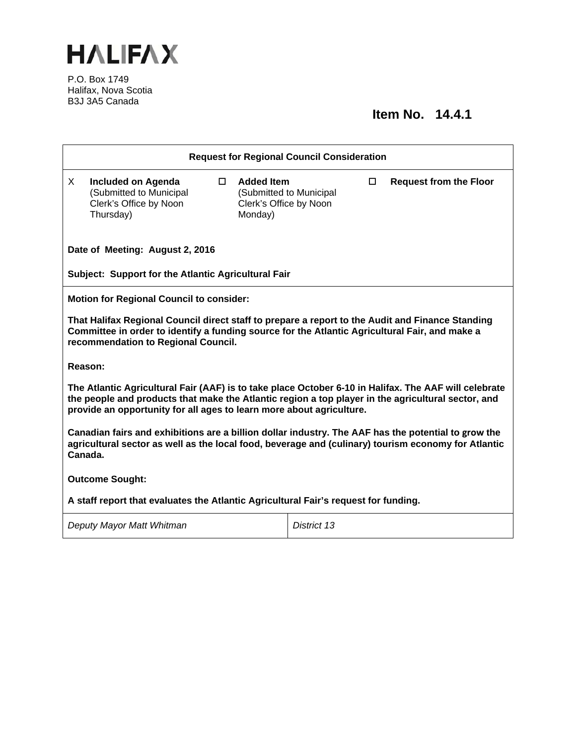# HALIFAX

P.O. Box 1749
Halifax, Nova Scotia
B3J 3A5 Canada

**Item No. 14.4.1**

**Request for Regional Council Consideration**

| | | | | | |
|---|---|---|---|---|---|
| X | **Included on Agenda** (Submitted to Municipal Clerk's Office by Noon Thursday) | ☐ | **Added Item** (Submitted to Municipal Clerk's Office by Noon Monday) | ☐ | **Request from the Floor** |

**Date of Meeting: August 2, 2016**

**Subject: Support for the Atlantic Agricultural Fair**

**Motion for Regional Council to consider:**

**That Halifax Regional Council direct staff to prepare a report to the Audit and Finance Standing Committee in order to identify a funding source for the Atlantic Agricultural Fair, and make a recommendation to Regional Council.**

**Reason:**

**The Atlantic Agricultural Fair (AAF) is to take place October 6-10 in Halifax. The AAF will celebrate the people and products that make the Atlantic region a top player in the agricultural sector, and provide an opportunity for all ages to learn more about agriculture.**

**Canadian fairs and exhibitions are a billion dollar industry. The AAF has the potential to grow the agricultural sector as well as the local food, beverage and (culinary) tourism economy for Atlantic Canada.**

**Outcome Sought:**

**A staff report that evaluates the Atlantic Agricultural Fair's request for funding.**

| | |
|---|---|
| *Deputy Mayor Matt Whitman* | *District 13* |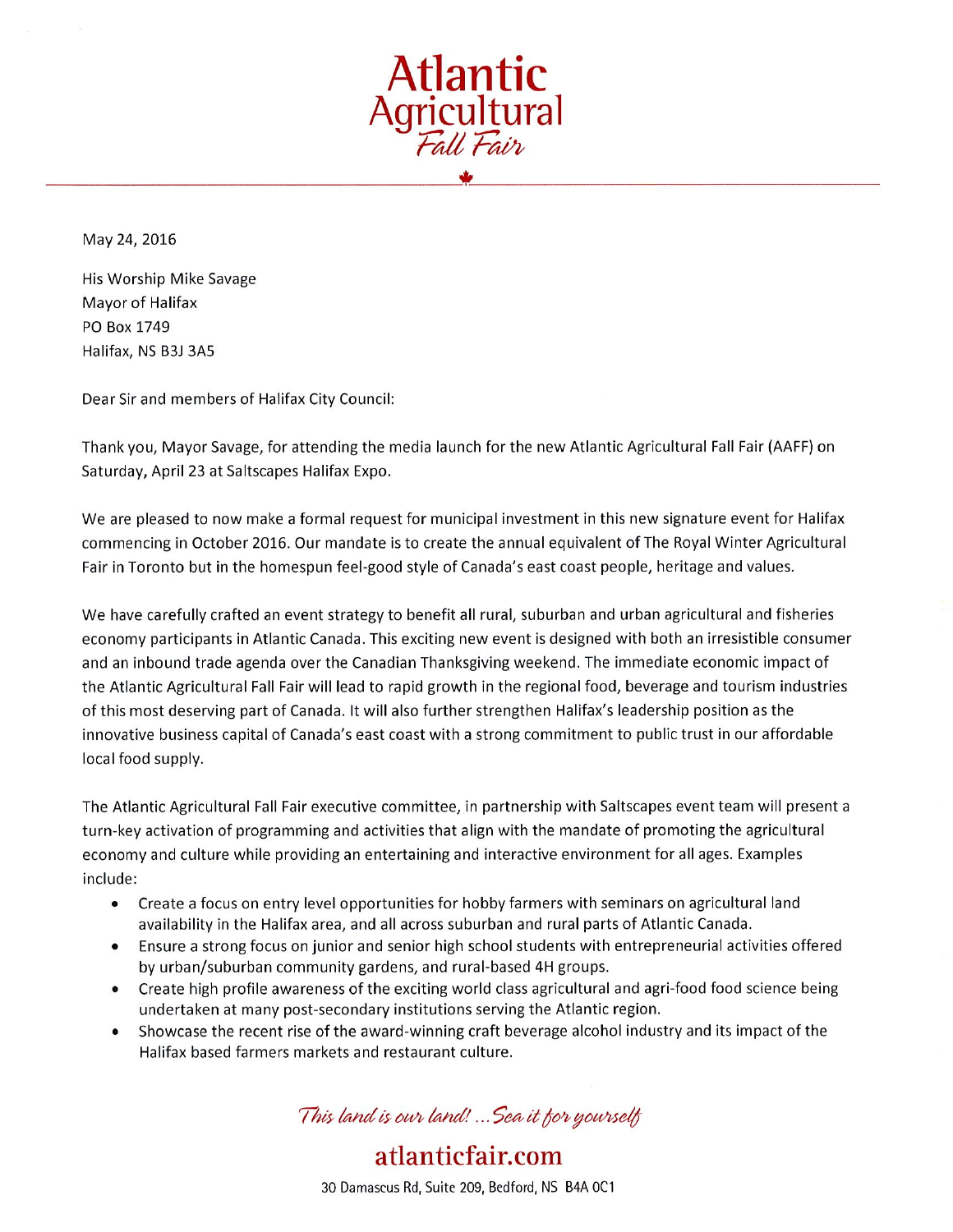# Atlantic Agricultural *Fall Fair*

May 24, 2016

His Worship Mike Savage
Mayor of Halifax
PO Box 1749
Halifax, NS B3J 3A5

Dear Sir and members of Halifax City Council:

Thank you, Mayor Savage, for attending the media launch for the new Atlantic Agricultural Fall Fair (AAFF) on Saturday, April 23 at Saltscapes Halifax Expo.

We are pleased to now make a formal request for municipal investment in this new signature event for Halifax commencing in October 2016. Our mandate is to create the annual equivalent of The Royal Winter Agricultural Fair in Toronto but in the homespun feel-good style of Canada's east coast people, heritage and values.

We have carefully crafted an event strategy to benefit all rural, suburban and urban agricultural and fisheries economy participants in Atlantic Canada. This exciting new event is designed with both an irresistible consumer and an inbound trade agenda over the Canadian Thanksgiving weekend. The immediate economic impact of the Atlantic Agricultural Fall Fair will lead to rapid growth in the regional food, beverage and tourism industries of this most deserving part of Canada. It will also further strengthen Halifax's leadership position as the innovative business capital of Canada's east coast with a strong commitment to public trust in our affordable local food supply.

The Atlantic Agricultural Fall Fair executive committee, in partnership with Saltscapes event team will present a turn-key activation of programming and activities that align with the mandate of promoting the agricultural economy and culture while providing an entertaining and interactive environment for all ages. Examples include:

- Create a focus on entry level opportunities for hobby farmers with seminars on agricultural land availability in the Halifax area, and all across suburban and rural parts of Atlantic Canada.
- Ensure a strong focus on junior and senior high school students with entrepreneurial activities offered by urban/suburban community gardens, and rural-based 4H groups.
- Create high profile awareness of the exciting world class agricultural and agri-food food science being undertaken at many post-secondary institutions serving the Atlantic region.
- Showcase the recent rise of the award-winning craft beverage alcohol industry and its impact of the Halifax based farmers markets and restaurant culture.

*This land is our land! ...Sea it for yourself*

**atlanticfair.com**

30 Damascus Rd, Suite 209, Bedford, NS B4A 0C1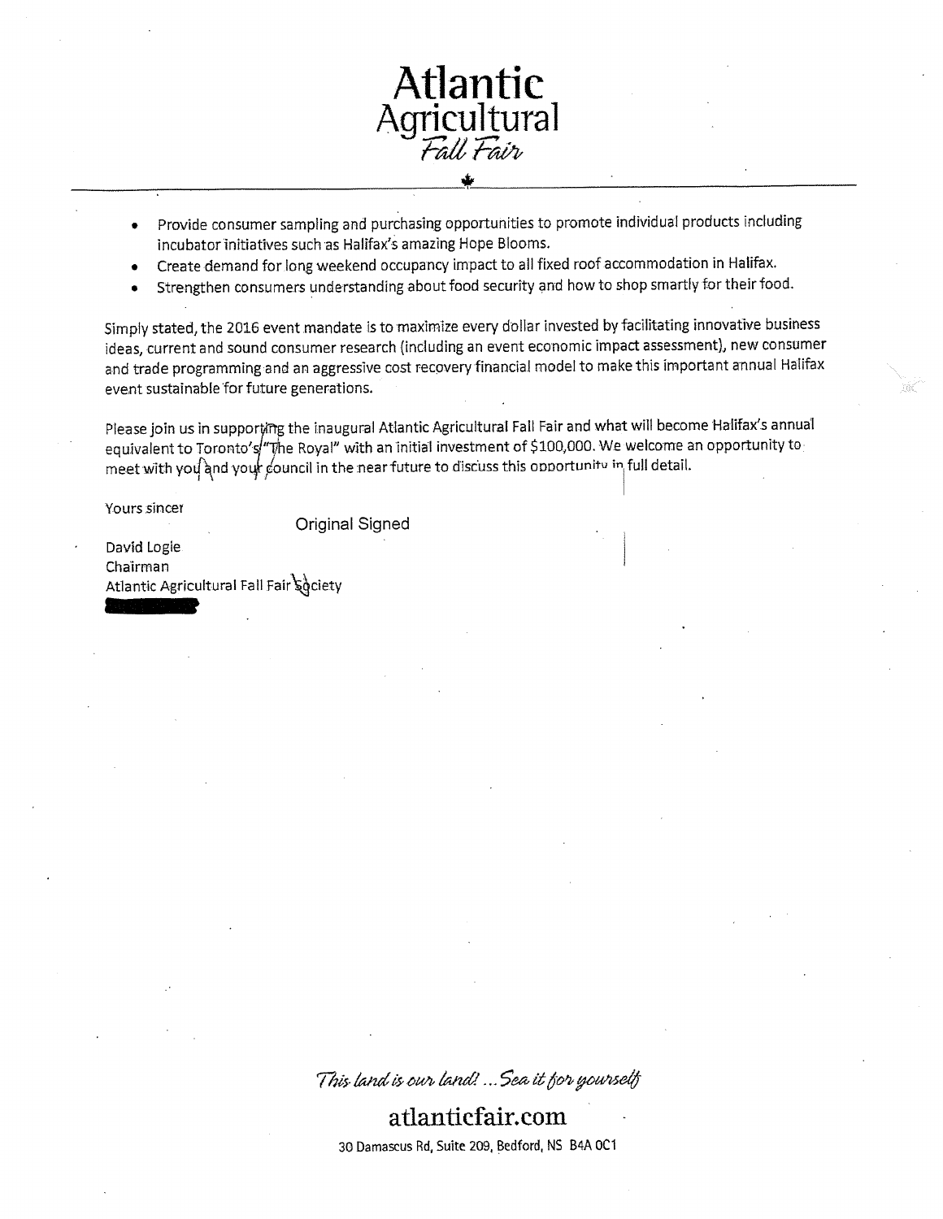# Atlantic Agricultural *Fall Fair*

- Provide consumer sampling and purchasing opportunities to promote individual products including incubator initiatives such as Halifax's amazing Hope Blooms.
- Create demand for long weekend occupancy impact to all fixed roof accommodation in Halifax.
- Strengthen consumers understanding about food security and how to shop smartly for their food.

Simply stated, the 2016 event mandate is to maximize every dollar invested by facilitating innovative business ideas, current and sound consumer research (including an event economic impact assessment), new consumer and trade programming and an aggressive cost recovery financial model to make this important annual Halifax event sustainable for future generations.

Please join us in supporting the inaugural Atlantic Agricultural Fall Fair and what will become Halifax's annual equivalent to Toronto's "The Royal" with an initial investment of $100,000. We welcome an opportunity to meet with you and your council in the near future to discuss this opportunity in full detail.

Yours sincer

Original Signed

David Logie
Chairman
Atlantic Agricultural Fall Fair Society

*This land is our land! ... Sea it for yourself*

atlanticfair.com

30 Damascus Rd, Suite 209, Bedford, NS B4A 0C1